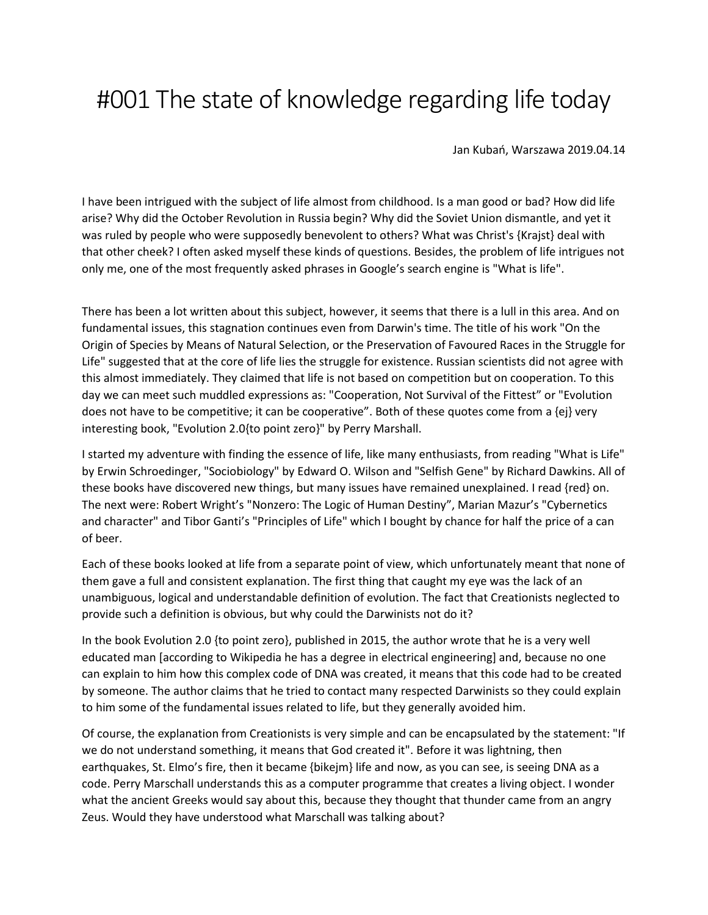# #001 The state of knowledge regarding life today

Jan Kubań, Warszawa 2019.04.14

I have been intrigued with the subject of life almost from childhood. Is a man good or bad? How did life arise? Why did the October Revolution in Russia begin? Why did the Soviet Union dismantle, and yet it was ruled by people who were supposedly benevolent to others? What was Christ's {Krajst} deal with that other cheek? I often asked myself these kinds of questions. Besides, the problem of life intrigues not only me, one of the most frequently asked phrases in Google's search engine is "What is life".

There has been a lot written about this subject, however, it seems that there is a lull in this area. And on fundamental issues, this stagnation continues even from Darwin's time. The title of his work "On the Origin of Species by Means of Natural Selection, or the Preservation of Favoured Races in the Struggle for Life" suggested that at the core of life lies the struggle for existence. Russian scientists did not agree with this almost immediately. They claimed that life is not based on competition but on cooperation. To this day we can meet such muddled expressions as: "Cooperation, Not Survival of the Fittest" or "Evolution does not have to be competitive; it can be cooperative". Both of these quotes come from a {ej} very interesting book, "Evolution 2.0{to point zero}" by Perry Marshall.

I started my adventure with finding the essence of life, like many enthusiasts, from reading "What is Life" by Erwin Schroedinger, "Sociobiology" by Edward O. Wilson and "Selfish Gene" by Richard Dawkins. All of these books have discovered new things, but many issues have remained unexplained. I read {red} on. The next were: Robert Wright's "Nonzero: The Logic of Human Destiny", Marian Mazur's "Cybernetics and character" and Tibor Ganti's "Principles of Life" which I bought by chance for half the price of a can of beer.

Each of these books looked at life from a separate point of view, which unfortunately meant that none of them gave a full and consistent explanation. The first thing that caught my eye was the lack of an unambiguous, logical and understandable definition of evolution. The fact that Creationists neglected to provide such a definition is obvious, but why could the Darwinists not do it?

In the book Evolution 2.0 {to point zero}, published in 2015, the author wrote that he is a very well educated man [according to Wikipedia he has a degree in electrical engineering] and, because no one can explain to him how this complex code of DNA was created, it means that this code had to be created by someone. The author claims that he tried to contact many respected Darwinists so they could explain to him some of the fundamental issues related to life, but they generally avoided him.

Of course, the explanation from Creationists is very simple and can be encapsulated by the statement: "If we do not understand something, it means that God created it". Before it was lightning, then earthquakes, St. Elmo's fire, then it became {bikejm} life and now, as you can see, is seeing DNA as a code. Perry Marschall understands this as a computer programme that creates a living object. I wonder what the ancient Greeks would say about this, because they thought that thunder came from an angry Zeus. Would they have understood what Marschall was talking about?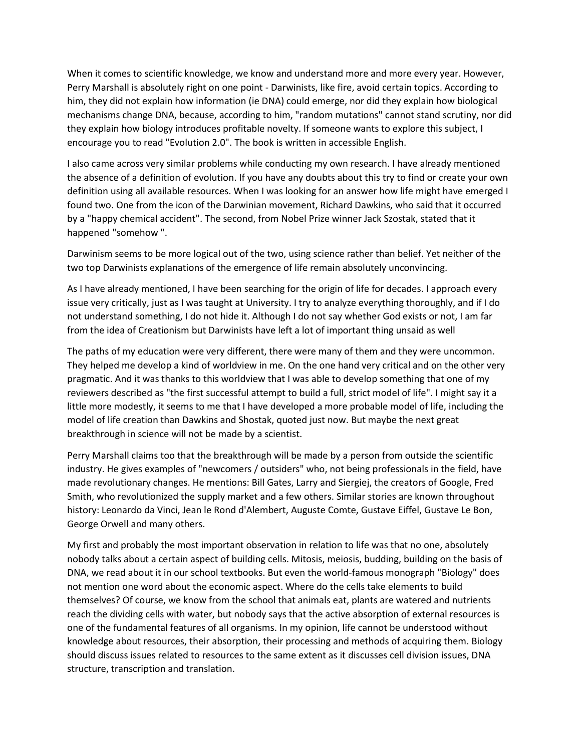When it comes to scientific knowledge, we know and understand more and more every year. However, Perry Marshall is absolutely right on one point - Darwinists, like fire, avoid certain topics. According to him, they did not explain how information (ie DNA) could emerge, nor did they explain how biological mechanisms change DNA, because, according to him, "random mutations" cannot stand scrutiny, nor did they explain how biology introduces profitable novelty. If someone wants to explore this subject, I encourage you to read "Evolution 2.0". The book is written in accessible English.

I also came across very similar problems while conducting my own research. I have already mentioned the absence of a definition of evolution. If you have any doubts about this try to find or create your own definition using all available resources. When I was looking for an answer how life might have emerged I found two. One from the icon of the Darwinian movement, Richard Dawkins, who said that it occurred by a "happy chemical accident". The second, from Nobel Prize winner Jack Szostak, stated that it happened "somehow ".

Darwinism seems to be more logical out of the two, using science rather than belief. Yet neither of the two top Darwinists explanations of the emergence of life remain absolutely unconvincing.

As I have already mentioned, I have been searching for the origin of life for decades. I approach every issue very critically, just as I was taught at University. I try to analyze everything thoroughly, and if I do not understand something, I do not hide it. Although I do not say whether God exists or not, I am far from the idea of Creationism but Darwinists have left a lot of important thing unsaid as well

The paths of my education were very different, there were many of them and they were uncommon. They helped me develop a kind of worldview in me. On the one hand very critical and on the other very pragmatic. And it was thanks to this worldview that I was able to develop something that one of my reviewers described as "the first successful attempt to build a full, strict model of life". I might say it a little more modestly, it seems to me that I have developed a more probable model of life, including the model of life creation than Dawkins and Shostak, quoted just now. But maybe the next great breakthrough in science will not be made by a scientist.

Perry Marshall claims too that the breakthrough will be made by a person from outside the scientific industry. He gives examples of "newcomers / outsiders" who, not being professionals in the field, have made revolutionary changes. He mentions: Bill Gates, Larry and Siergiej, the creators of Google, Fred Smith, who revolutionized the supply market and a few others. Similar stories are known throughout history: Leonardo da Vinci, Jean le Rond d'Alembert, Auguste Comte, Gustave Eiffel, Gustave Le Bon, George Orwell and many others.

My first and probably the most important observation in relation to life was that no one, absolutely nobody talks about a certain aspect of building cells. Mitosis, meiosis, budding, building on the basis of DNA, we read about it in our school textbooks. But even the world-famous monograph "Biology" does not mention one word about the economic aspect. Where do the cells take elements to build themselves? Of course, we know from the school that animals eat, plants are watered and nutrients reach the dividing cells with water, but nobody says that the active absorption of external resources is one of the fundamental features of all organisms. In my opinion, life cannot be understood without knowledge about resources, their absorption, their processing and methods of acquiring them. Biology should discuss issues related to resources to the same extent as it discusses cell division issues, DNA structure, transcription and translation.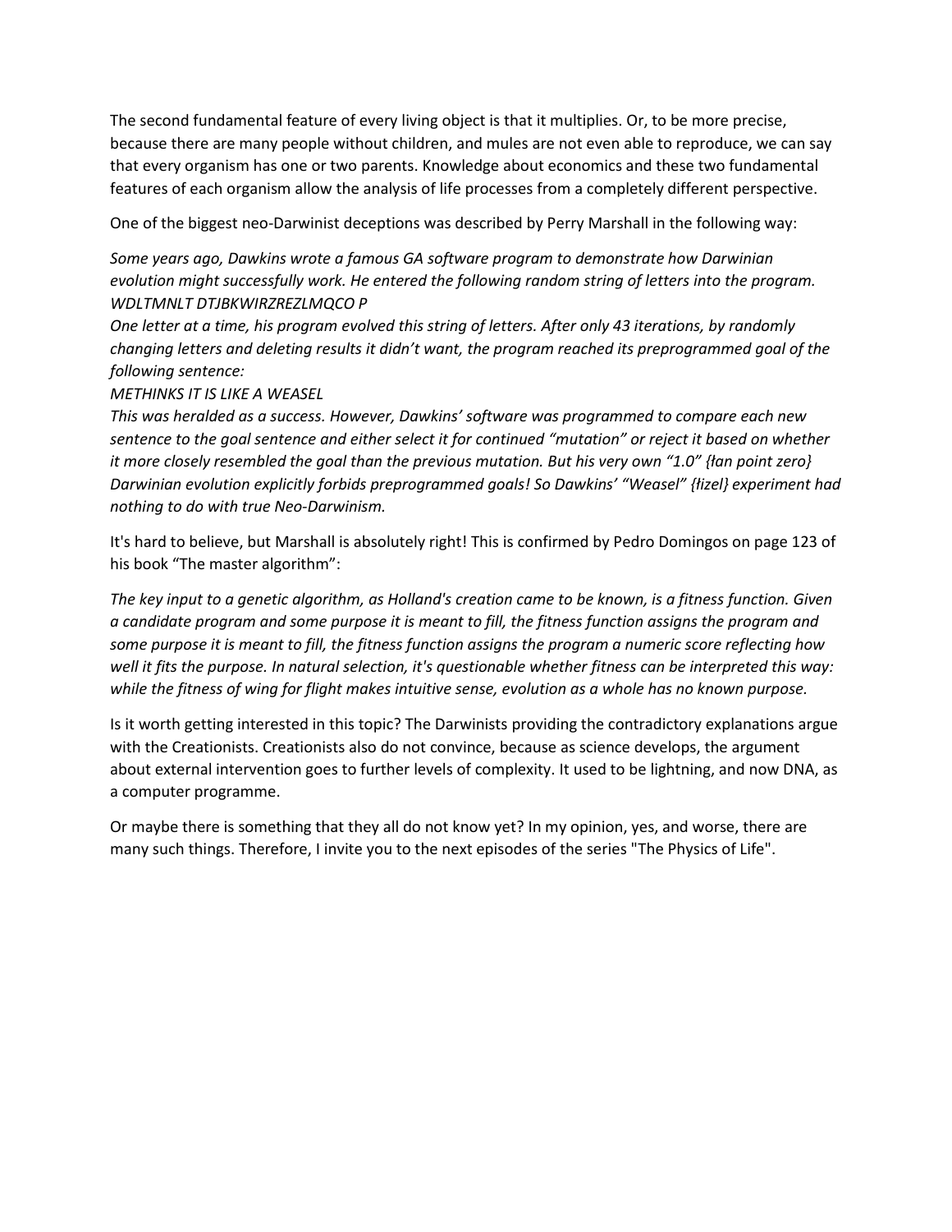The second fundamental feature of every living object is that it multiplies. Or, to be more precise, because there are many people without children, and mules are not even able to reproduce, we can say that every organism has one or two parents. Knowledge about economics and these two fundamental features of each organism allow the analysis of life processes from a completely different perspective.

One of the biggest neo-Darwinist deceptions was described by Perry Marshall in the following way:

*Some years ago, Dawkins wrote a famous GA software program to demonstrate how Darwinian evolution might successfully work. He entered the following random string of letters into the program.*
*WDLTMNLT DTJBKWIRZREZLMQCO P*
*One letter at a time, his program evolved this string of letters. After only 43 iterations, by randomly changing letters and deleting results it didn't want, the program reached its preprogrammed goal of the following sentence:*
*METHINKS IT IS LIKE A WEASEL*
*This was heralded as a success. However, Dawkins' software was programmed to compare each new sentence to the goal sentence and either select it for continued "mutation" or reject it based on whether it more closely resembled the goal than the previous mutation. But his very own "1.0" {łan point zero} Darwinian evolution explicitly forbids preprogrammed goals! So Dawkins' "Weasel" {łizel} experiment had nothing to do with true Neo-Darwinism.*

It's hard to believe, but Marshall is absolutely right! This is confirmed by Pedro Domingos on page 123 of his book "The master algorithm":

*The key input to a genetic algorithm, as Holland's creation came to be known, is a fitness function. Given a candidate program and some purpose it is meant to fill, the fitness function assigns the program and some purpose it is meant to fill, the fitness function assigns the program a numeric score reflecting how well it fits the purpose. In natural selection, it's questionable whether fitness can be interpreted this way: while the fitness of wing for flight makes intuitive sense, evolution as a whole has no known purpose.*

Is it worth getting interested in this topic? The Darwinists providing the contradictory explanations argue with the Creationists. Creationists also do not convince, because as science develops, the argument about external intervention goes to further levels of complexity. It used to be lightning, and now DNA, as a computer programme.

Or maybe there is something that they all do not know yet? In my opinion, yes, and worse, there are many such things. Therefore, I invite you to the next episodes of the series "The Physics of Life".